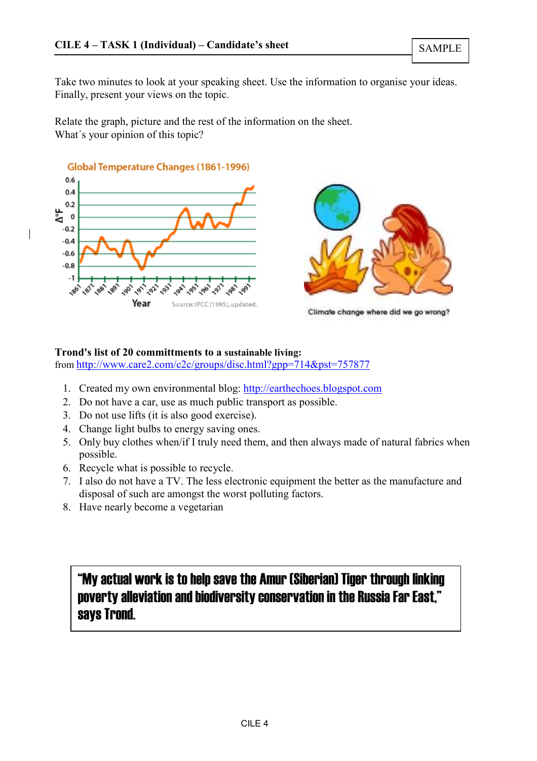**CILE 4 – TASK 1 (Individual) – Candidate's sheet** SAMPLE

Take two minutes to look at your speaking sheet. Use the information to organise your ideas. Finally, present your views on the topic.

Relate the graph, picture and the rest of the information on the sheet.
What´s your opinion of this topic?

Global Temperature Changes (1861-1996)

Source: IPCC (1995), updated.

Climate change where did we go wrong?

**Trond's list of 20 committments to a sustainable living:**
from http://www.care2.com/c2c/groups/disc.html?gpp=714&pst=757877

1. Created my own environmental blog: http://earthechoes.blogspot.com
2. Do not have a car, use as much public transport as possible.
3. Do not use lifts (it is also good exercise).
4. Change light bulbs to energy saving ones.
5. Only buy clothes when/if I truly need them, and then always made of natural fabrics when possible.
6. Recycle what is possible to recycle.
7. I also do not have a TV. The less electronic equipment the better as the manufacture and disposal of such are amongst the worst polluting factors.
8. Have nearly become a vegetarian

> **"My actual work is to help save the Amur (Siberian) Tiger through linking poverty alleviation and biodiversity conservation in the Russia Far East," says Trond.**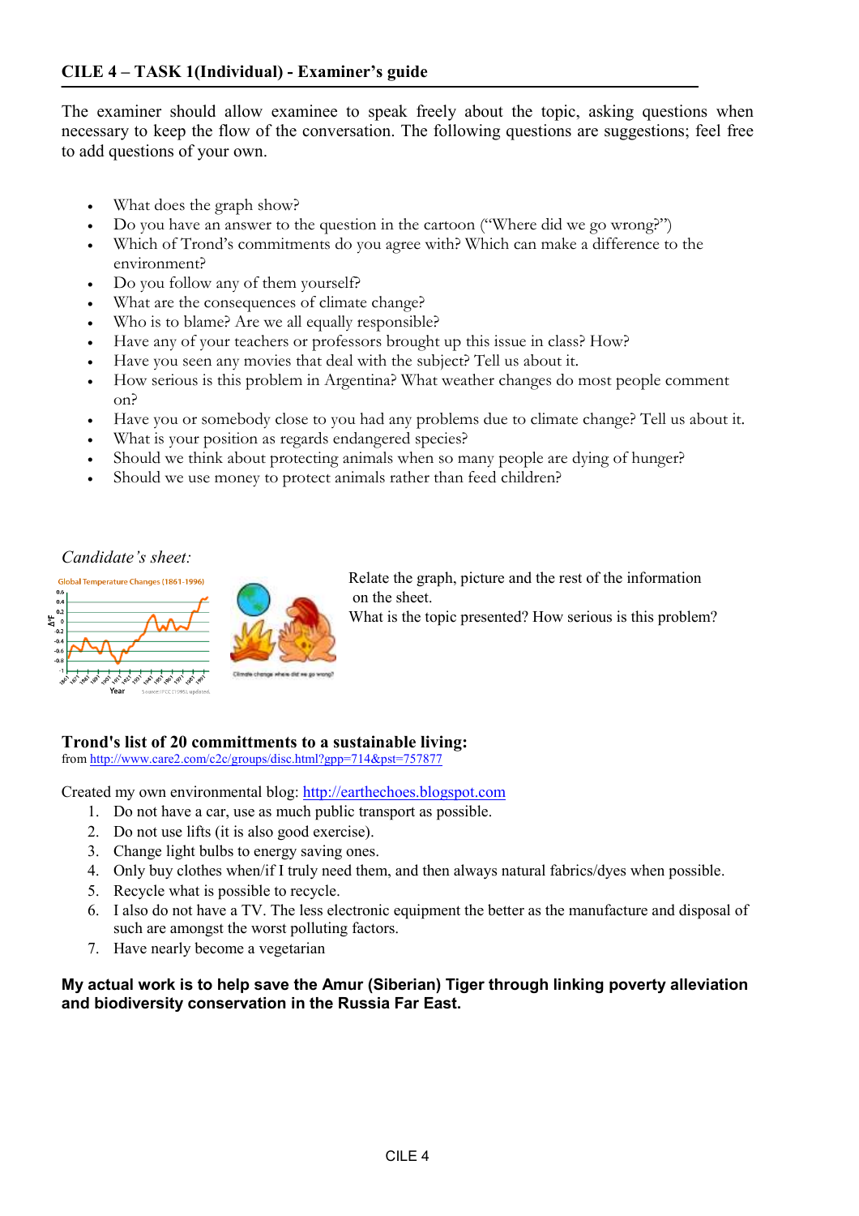## CILE 4 – TASK 1(Individual) - Examiner's guide

The examiner should allow examinee to speak freely about the topic, asking questions when necessary to keep the flow of the conversation. The following questions are suggestions; feel free to add questions of your own.

- What does the graph show?
- Do you have an answer to the question in the cartoon ("Where did we go wrong?")
- Which of Trond's commitments do you agree with? Which can make a difference to the environment?
- Do you follow any of them yourself?
- What are the consequences of climate change?
- Who is to blame? Are we all equally responsible?
- Have any of your teachers or professors brought up this issue in class? How?
- Have you seen any movies that deal with the subject? Tell us about it.
- How serious is this problem in Argentina? What weather changes do most people comment on?
- Have you or somebody close to you had any problems due to climate change? Tell us about it.
- What is your position as regards endangered species?
- Should we think about protecting animals when so many people are dying of hunger?
- Should we use money to protect animals rather than feed children?

*Candidate's sheet:*

Global Temperature Changes (1861-1996)

Climate change where did we go wrong?

Relate the graph, picture and the rest of the information on the sheet.
What is the topic presented? How serious is this problem?

**Trond's list of 20 committments to a sustainable living:**
from http://www.care2.com/c2c/groups/disc.html?gpp=714&pst=757877

Created my own environmental blog: http://earthechoes.blogspot.com

1. Do not have a car, use as much public transport as possible.
2. Do not use lifts (it is also good exercise).
3. Change light bulbs to energy saving ones.
4. Only buy clothes when/if I truly need them, and then always natural fabrics/dyes when possible.
5. Recycle what is possible to recycle.
6. I also do not have a TV. The less electronic equipment the better as the manufacture and disposal of such are amongst the worst polluting factors.
7. Have nearly become a vegetarian

**My actual work is to help save the Amur (Siberian) Tiger through linking poverty alleviation and biodiversity conservation in the Russia Far East.**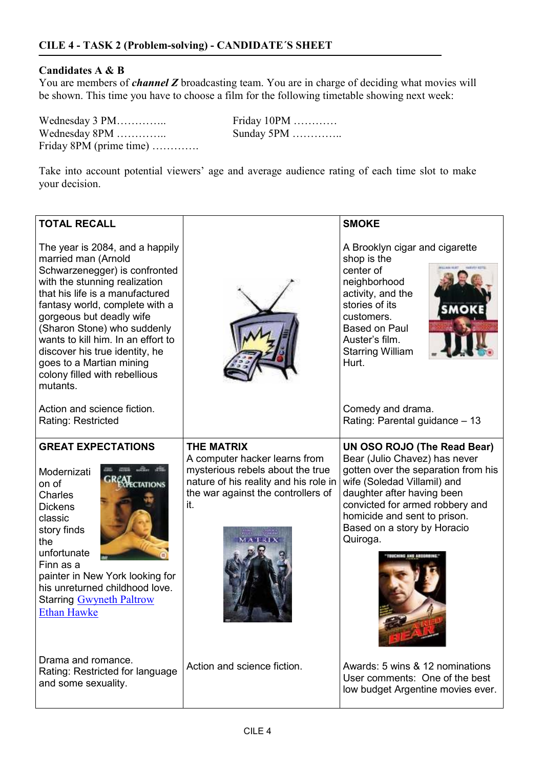## CILE 4 - TASK 2 (Problem-solving) - CANDIDATE´S SHEET

**Candidates A & B**
You are members of ***channel Z*** broadcasting team. You are in charge of deciding what movies will be shown. This time you have to choose a film for the following timetable showing next week:

Wednesday 3 PM…………..
Wednesday 8PM …………..
Friday 8PM (prime time) ………….
Friday 10PM …………
Sunday 5PM …………..

Take into account potential viewers' age and average audience rating of each time slot to make your decision.

| | | |
|---|---|---|
| **TOTAL RECALL**<br><br>The year is 2084, and a happily married man (Arnold Schwarzenegger) is confronted with the stunning realization that his life is a manufactured fantasy world, complete with a gorgeous but deadly wife (Sharon Stone) who suddenly wants to kill him. In an effort to discover his true identity, he goes to a Martian mining colony filled with rebellious mutants.<br><br>Action and science fiction.<br>Rating: Restricted | | **SMOKE**<br><br>A Brooklyn cigar and cigarette shop is the center of neighborhood activity, and the stories of its customers. Based on Paul Auster's film. Starring William Hurt.<br><br>Comedy and drama.<br>Rating: Parental guidance – 13 |
| **GREAT EXPECTATIONS**<br><br>Modernization of Charles Dickens classic story finds the unfortunate Finn as a painter in New York looking for his unreturned childhood love. Starring Gwyneth Paltrow Ethan Hawke<br><br>Drama and romance.<br>Rating: Restricted for language and some sexuality. | **THE MATRIX**<br>A computer hacker learns from mysterious rebels about the true nature of his reality and his role in the war against the controllers of it.<br><br>Action and science fiction. | **UN OSO ROJO (The Read Bear)**<br>Bear (Julio Chavez) has never gotten over the separation from his wife (Soledad Villamil) and daughter after having been convicted for armed robbery and homicide and sent to prison. Based on a story by Horacio Quiroga.<br><br>Awards: 5 wins & 12 nominations<br>User comments: One of the best low budget Argentine movies ever. |